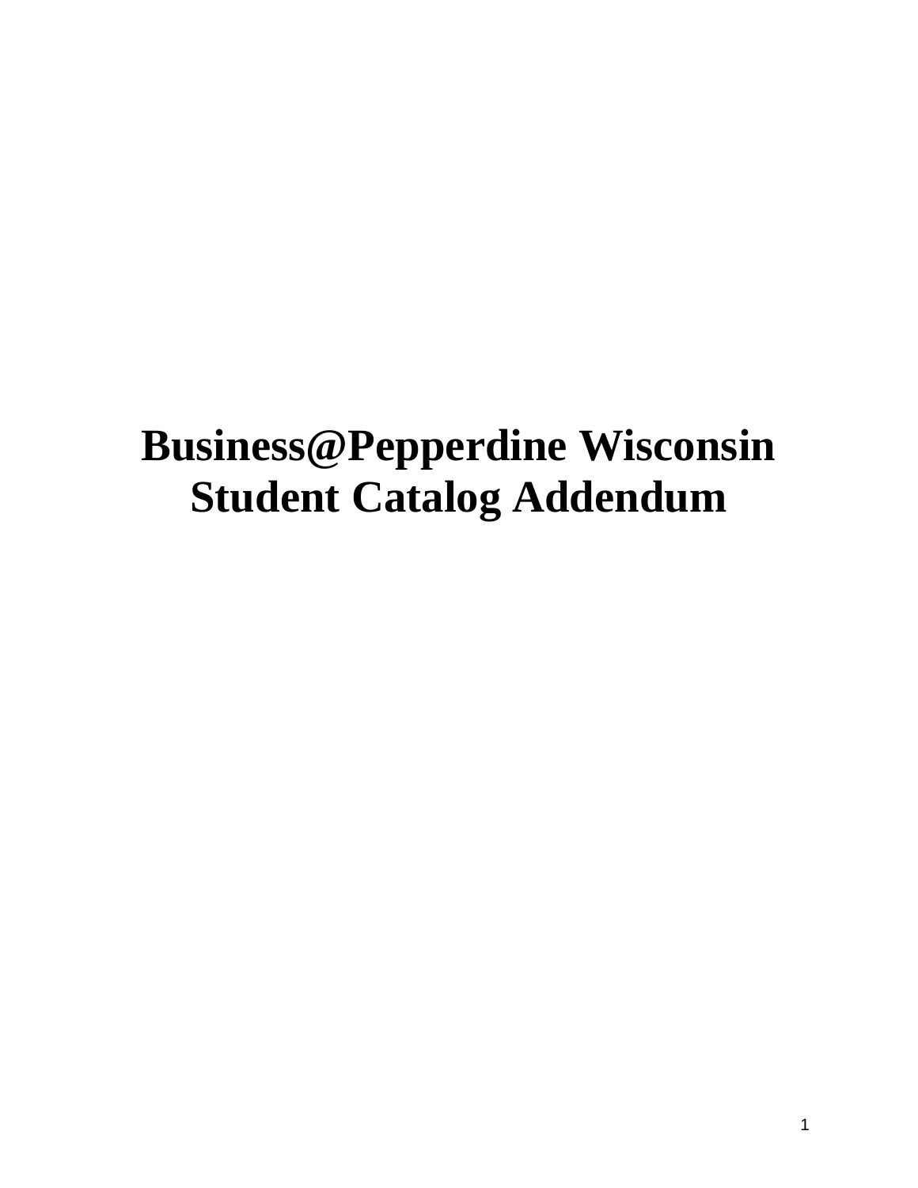# Business@Pepperdine Wisconsin Student Catalog Addendum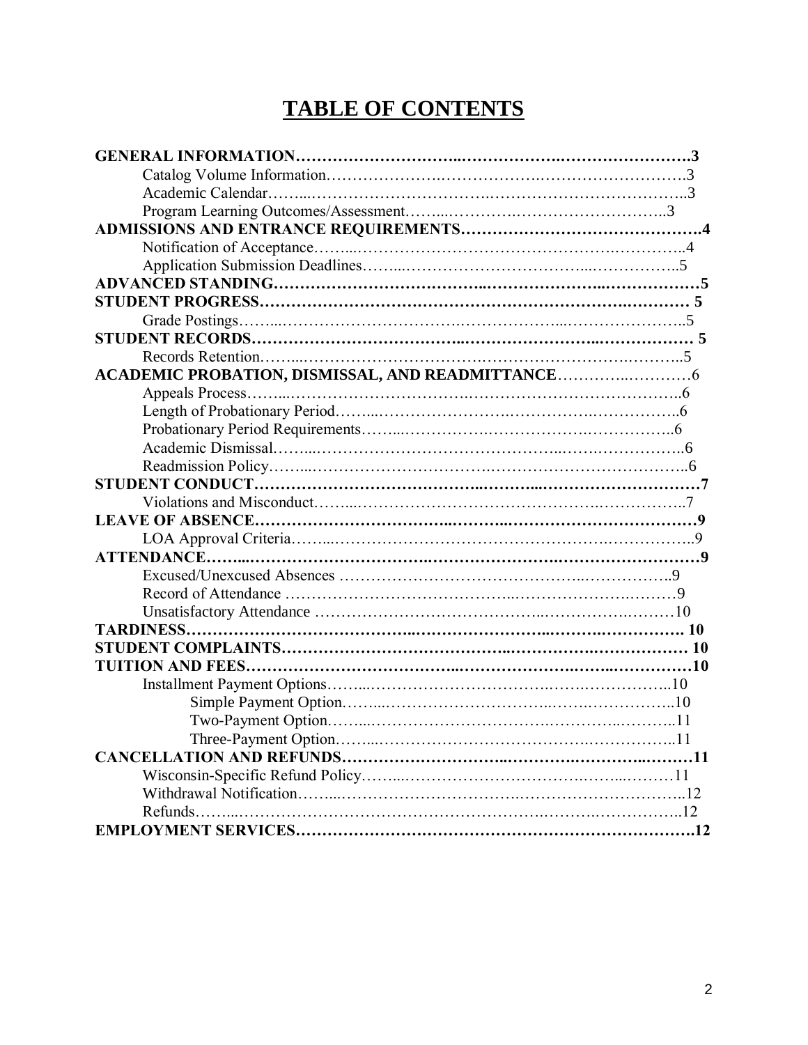# TABLE OF CONTENTS

**GENERAL INFORMATION……………………………………………………………………3**
- Catalog Volume Information……………………………………………………………3
- Academic Calendar………………………………………………………………………3
- Program Learning Outcomes/Assessment……………………………………………3

**ADMISSIONS AND ENTRANCE REQUIREMENTS……………………………………4**
- Notification of Acceptance………………………………………………………………4
- Application Submission Deadlines………………………………………………………5

**ADVANCED STANDING……………………………………………………………………5**

**STUDENT PROGRESS………………………………………………………………………5**
- Grade Postings……………………………………………………………………………5

**STUDENT RECORDS…………………………………………………………………………5**
- Records Retention…………………………………………………………………………5

**ACADEMIC PROBATION, DISMISSAL, AND READMITTANCE**……………………6
- Appeals Process……………………………………………………………………………6
- Length of Probationary Period……………………………………………………………6
- Probationary Period Requirements………………………………………………………6
- Academic Dismissal…………………………………………………………………………6
- Readmission Policy…………………………………………………………………………6

**STUDENT CONDUCT…………………………………………………………………………7**
- Violations and Misconduct…………………………………………………………………7

**LEAVE OF ABSENCE…………………………………………………………………………9**
- LOA Approval Criteria………………………………………………………………………9

**ATTENDANCE…………………………………………………………………………………9**
- Excused/Unexcused Absences ……………………………………………………………9
- Record of Attendance ………………………………………………………………………9
- Unsatisfactory Attendance …………………………………………………………………10

**TARDINESS……………………………………………………………………………………10**

**STUDENT COMPLAINTS……………………………………………………………………10**

**TUITION AND FEES…………………………………………………………………………10**
- Installment Payment Options………………………………………………………………10
  - Simple Payment Option…………………………………………………………………10
  - Two-Payment Option……………………………………………………………………11
  - Three-Payment Option…………………………………………………………………11

**CANCELLATION AND REFUNDS…………………………………………………………11**
- Wisconsin-Specific Refund Policy…………………………………………………………11
- Withdrawal Notification……………………………………………………………………12
- Refunds………………………………………………………………………………………12

**EMPLOYMENT SERVICES……………………………………………………………………12**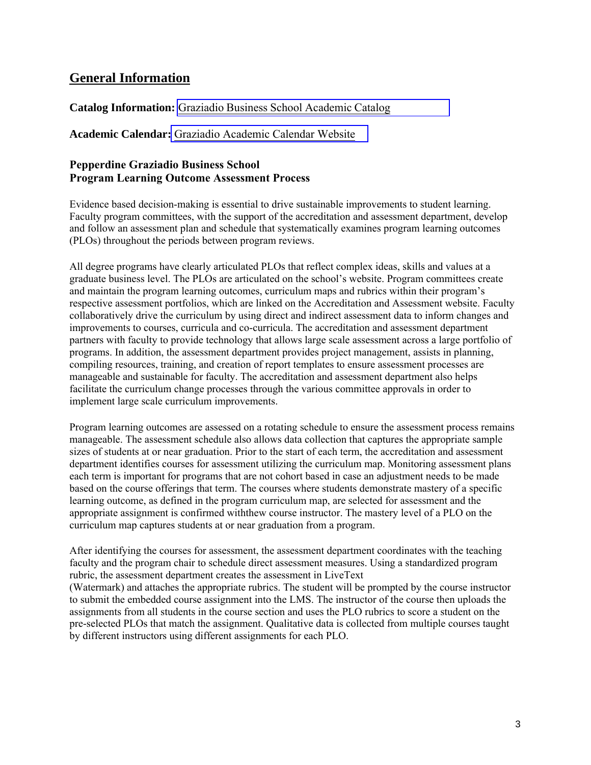## General Information

**Catalog Information:** Graziadio Business School Academic Catalog

**Academic Calendar:** Graziadio Academic Calendar Website

### Pepperdine Graziadio Business School
### Program Learning Outcome Assessment Process

Evidence based decision-making is essential to drive sustainable improvements to student learning. Faculty program committees, with the support of the accreditation and assessment department, develop and follow an assessment plan and schedule that systematically examines program learning outcomes (PLOs) throughout the periods between program reviews.

All degree programs have clearly articulated PLOs that reflect complex ideas, skills and values at a graduate business level. The PLOs are articulated on the school's website. Program committees create and maintain the program learning outcomes, curriculum maps and rubrics within their program's respective assessment portfolios, which are linked on the Accreditation and Assessment website. Faculty collaboratively drive the curriculum by using direct and indirect assessment data to inform changes and improvements to courses, curricula and co-curricula. The accreditation and assessment department partners with faculty to provide technology that allows large scale assessment across a large portfolio of programs. In addition, the assessment department provides project management, assists in planning, compiling resources, training, and creation of report templates to ensure assessment processes are manageable and sustainable for faculty. The accreditation and assessment department also helps facilitate the curriculum change processes through the various committee approvals in order to implement large scale curriculum improvements.

Program learning outcomes are assessed on a rotating schedule to ensure the assessment process remains manageable. The assessment schedule also allows data collection that captures the appropriate sample sizes of students at or near graduation. Prior to the start of each term, the accreditation and assessment department identifies courses for assessment utilizing the curriculum map. Monitoring assessment plans each term is important for programs that are not cohort based in case an adjustment needs to be made based on the course offerings that term. The courses where students demonstrate mastery of a specific learning outcome, as defined in the program curriculum map, are selected for assessment and the appropriate assignment is confirmed withthew course instructor. The mastery level of a PLO on the curriculum map captures students at or near graduation from a program.

After identifying the courses for assessment, the assessment department coordinates with the teaching faculty and the program chair to schedule direct assessment measures. Using a standardized program rubric, the assessment department creates the assessment in LiveText (Watermark) and attaches the appropriate rubrics. The student will be prompted by the course instructor to submit the embedded course assignment into the LMS. The instructor of the course then uploads the assignments from all students in the course section and uses the PLO rubrics to score a student on the pre-selected PLOs that match the assignment. Qualitative data is collected from multiple courses taught by different instructors using different assignments for each PLO.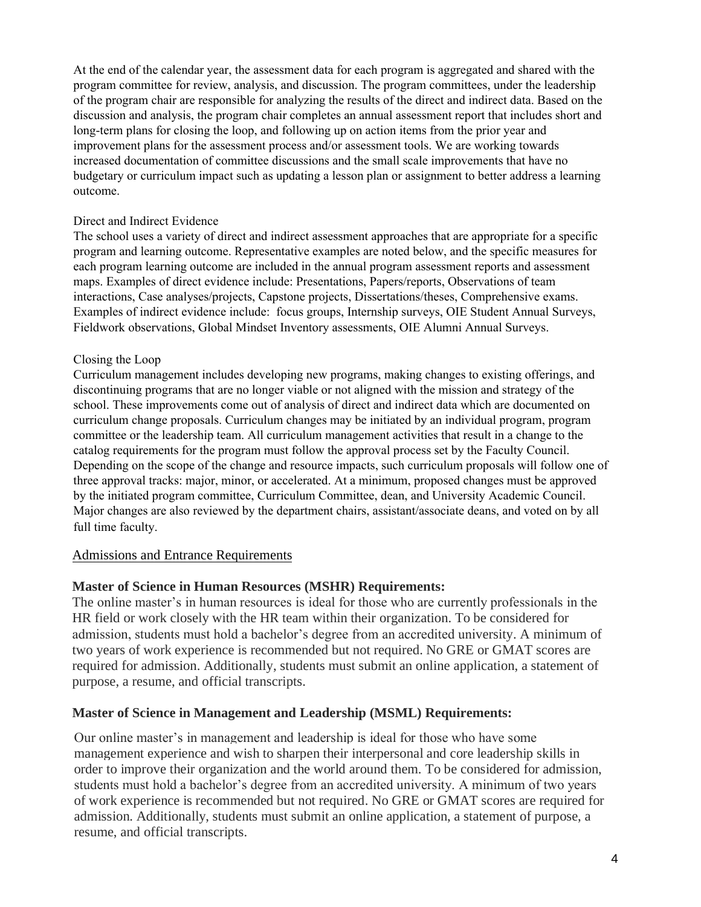At the end of the calendar year, the assessment data for each program is aggregated and shared with the program committee for review, analysis, and discussion. The program committees, under the leadership of the program chair are responsible for analyzing the results of the direct and indirect data. Based on the discussion and analysis, the program chair completes an annual assessment report that includes short and long-term plans for closing the loop, and following up on action items from the prior year and improvement plans for the assessment process and/or assessment tools. We are working towards increased documentation of committee discussions and the small scale improvements that have no budgetary or curriculum impact such as updating a lesson plan or assignment to better address a learning outcome.

### Direct and Indirect Evidence

The school uses a variety of direct and indirect assessment approaches that are appropriate for a specific program and learning outcome. Representative examples are noted below, and the specific measures for each program learning outcome are included in the annual program assessment reports and assessment maps. Examples of direct evidence include: Presentations, Papers/reports, Observations of team interactions, Case analyses/projects, Capstone projects, Dissertations/theses, Comprehensive exams. Examples of indirect evidence include: focus groups, Internship surveys, OIE Student Annual Surveys, Fieldwork observations, Global Mindset Inventory assessments, OIE Alumni Annual Surveys.

### Closing the Loop

Curriculum management includes developing new programs, making changes to existing offerings, and discontinuing programs that are no longer viable or not aligned with the mission and strategy of the school. These improvements come out of analysis of direct and indirect data which are documented on curriculum change proposals. Curriculum changes may be initiated by an individual program, program committee or the leadership team. All curriculum management activities that result in a change to the catalog requirements for the program must follow the approval process set by the Faculty Council. Depending on the scope of the change and resource impacts, such curriculum proposals will follow one of three approval tracks: major, minor, or accelerated. At a minimum, proposed changes must be approved by the initiated program committee, Curriculum Committee, dean, and University Academic Council. Major changes are also reviewed by the department chairs, assistant/associate deans, and voted on by all full time faculty.

## Admissions and Entrance Requirements

**Master of Science in Human Resources (MSHR) Requirements:**

The online master's in human resources is ideal for those who are currently professionals in the HR field or work closely with the HR team within their organization. To be considered for admission, students must hold a bachelor's degree from an accredited university. A minimum of two years of work experience is recommended but not required. No GRE or GMAT scores are required for admission. Additionally, students must submit an online application, a statement of purpose, a resume, and official transcripts.

**Master of Science in Management and Leadership (MSML) Requirements:**

Our online master's in management and leadership is ideal for those who have some management experience and wish to sharpen their interpersonal and core leadership skills in order to improve their organization and the world around them. To be considered for admission, students must hold a bachelor's degree from an accredited university. A minimum of two years of work experience is recommended but not required. No GRE or GMAT scores are required for admission. Additionally, students must submit an online application, a statement of purpose, a resume, and official transcripts.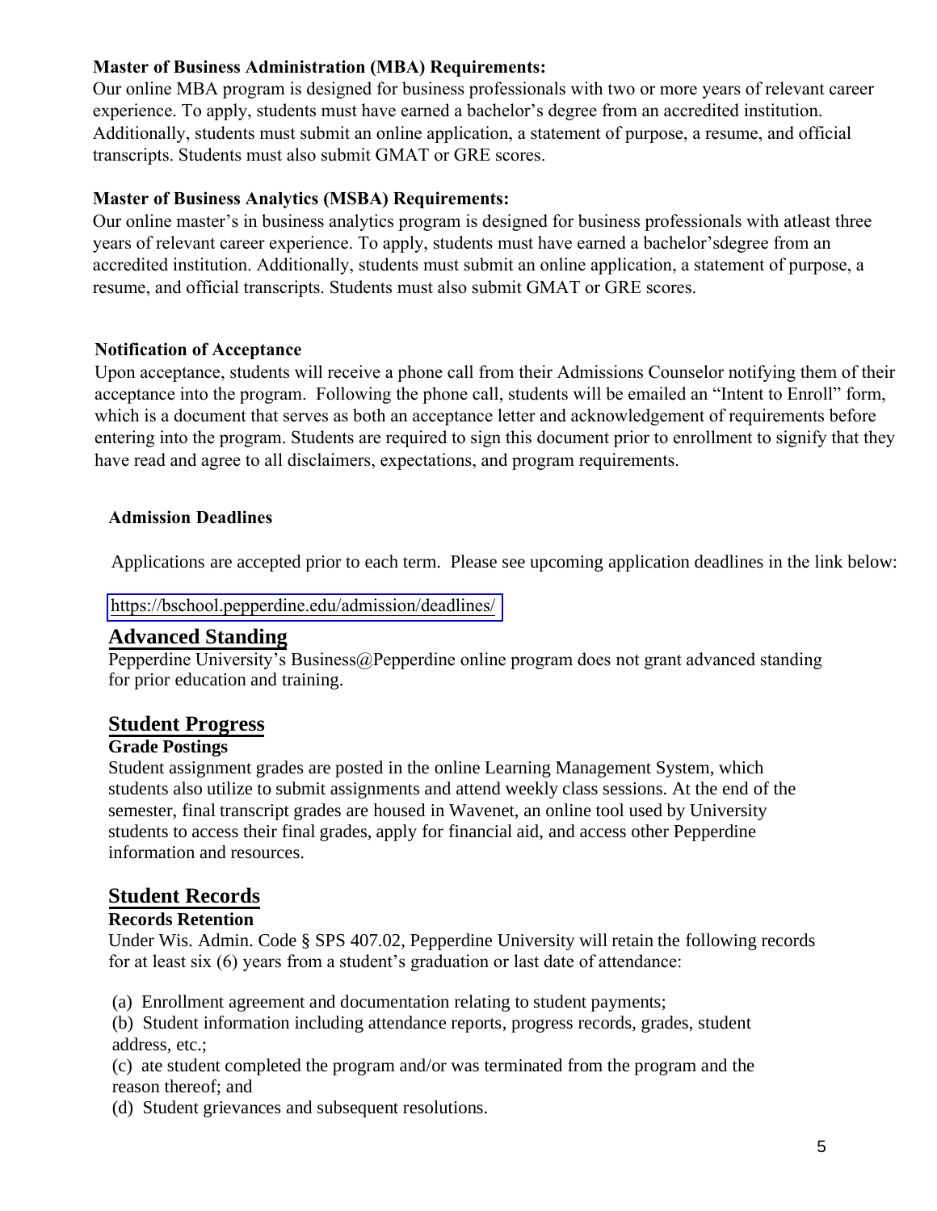**Master of Business Administration (MBA) Requirements:**
Our online MBA program is designed for business professionals with two or more years of relevant career experience. To apply, students must have earned a bachelor's degree from an accredited institution. Additionally, students must submit an online application, a statement of purpose, a resume, and official transcripts. Students must also submit GMAT or GRE scores.

**Master of Business Analytics (MSBA) Requirements:**
Our online master's in business analytics program is designed for business professionals with atleast three years of relevant career experience. To apply, students must have earned a bachelor'sdegree from an accredited institution. Additionally, students must submit an online application, a statement of purpose, a resume, and official transcripts. Students must also submit GMAT or GRE scores.

**Notification of Acceptance**
Upon acceptance, students will receive a phone call from their Admissions Counselor notifying them of their acceptance into the program. Following the phone call, students will be emailed an "Intent to Enroll" form, which is a document that serves as both an acceptance letter and acknowledgement of requirements before entering into the program. Students are required to sign this document prior to enrollment to signify that they have read and agree to all disclaimers, expectations, and program requirements.

**Admission Deadlines**

Applications are accepted prior to each term. Please see upcoming application deadlines in the link below:

https://bschool.pepperdine.edu/admission/deadlines/

## Advanced Standing

Pepperdine University's Business@Pepperdine online program does not grant advanced standing for prior education and training.

## Student Progress

### Grade Postings

Student assignment grades are posted in the online Learning Management System, which students also utilize to submit assignments and attend weekly class sessions. At the end of the semester, final transcript grades are housed in Wavenet, an online tool used by University students to access their final grades, apply for financial aid, and access other Pepperdine information and resources.

## Student Records

### Records Retention

Under Wis. Admin. Code § SPS 407.02, Pepperdine University will retain the following records for at least six (6) years from a student's graduation or last date of attendance:

(a) Enrollment agreement and documentation relating to student payments;
(b) Student information including attendance reports, progress records, grades, student address, etc.;
(c) ate student completed the program and/or was terminated from the program and the reason thereof; and
(d) Student grievances and subsequent resolutions.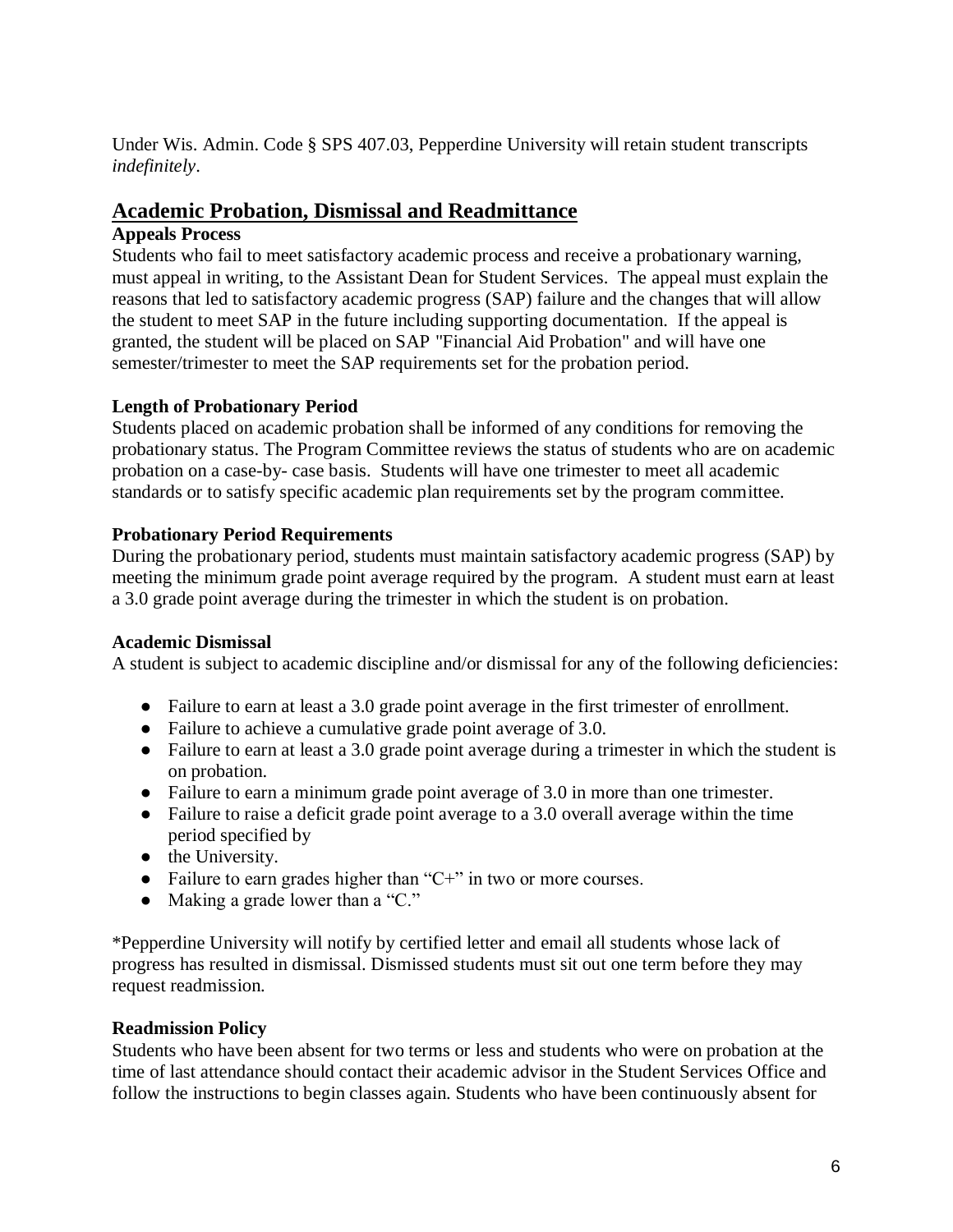Under Wis. Admin. Code § SPS 407.03, Pepperdine University will retain student transcripts *indefinitely*.

## Academic Probation, Dismissal and Readmittance

### Appeals Process

Students who fail to meet satisfactory academic process and receive a probationary warning, must appeal in writing, to the Assistant Dean for Student Services. The appeal must explain the reasons that led to satisfactory academic progress (SAP) failure and the changes that will allow the student to meet SAP in the future including supporting documentation. If the appeal is granted, the student will be placed on SAP "Financial Aid Probation" and will have one semester/trimester to meet the SAP requirements set for the probation period.

### Length of Probationary Period

Students placed on academic probation shall be informed of any conditions for removing the probationary status. The Program Committee reviews the status of students who are on academic probation on a case-by- case basis. Students will have one trimester to meet all academic standards or to satisfy specific academic plan requirements set by the program committee.

### Probationary Period Requirements

During the probationary period, students must maintain satisfactory academic progress (SAP) by meeting the minimum grade point average required by the program. A student must earn at least a 3.0 grade point average during the trimester in which the student is on probation.

### Academic Dismissal

A student is subject to academic discipline and/or dismissal for any of the following deficiencies:

- Failure to earn at least a 3.0 grade point average in the first trimester of enrollment.
- Failure to achieve a cumulative grade point average of 3.0.
- Failure to earn at least a 3.0 grade point average during a trimester in which the student is on probation.
- Failure to earn a minimum grade point average of 3.0 in more than one trimester.
- Failure to raise a deficit grade point average to a 3.0 overall average within the time period specified by
- the University.
- Failure to earn grades higher than "C+" in two or more courses.
- Making a grade lower than a "C."

*Pepperdine University will notify by certified letter and email all students whose lack of progress has resulted in dismissal. Dismissed students must sit out one term before they may request readmission.

### Readmission Policy

Students who have been absent for two terms or less and students who were on probation at the time of last attendance should contact their academic advisor in the Student Services Office and follow the instructions to begin classes again. Students who have been continuously absent for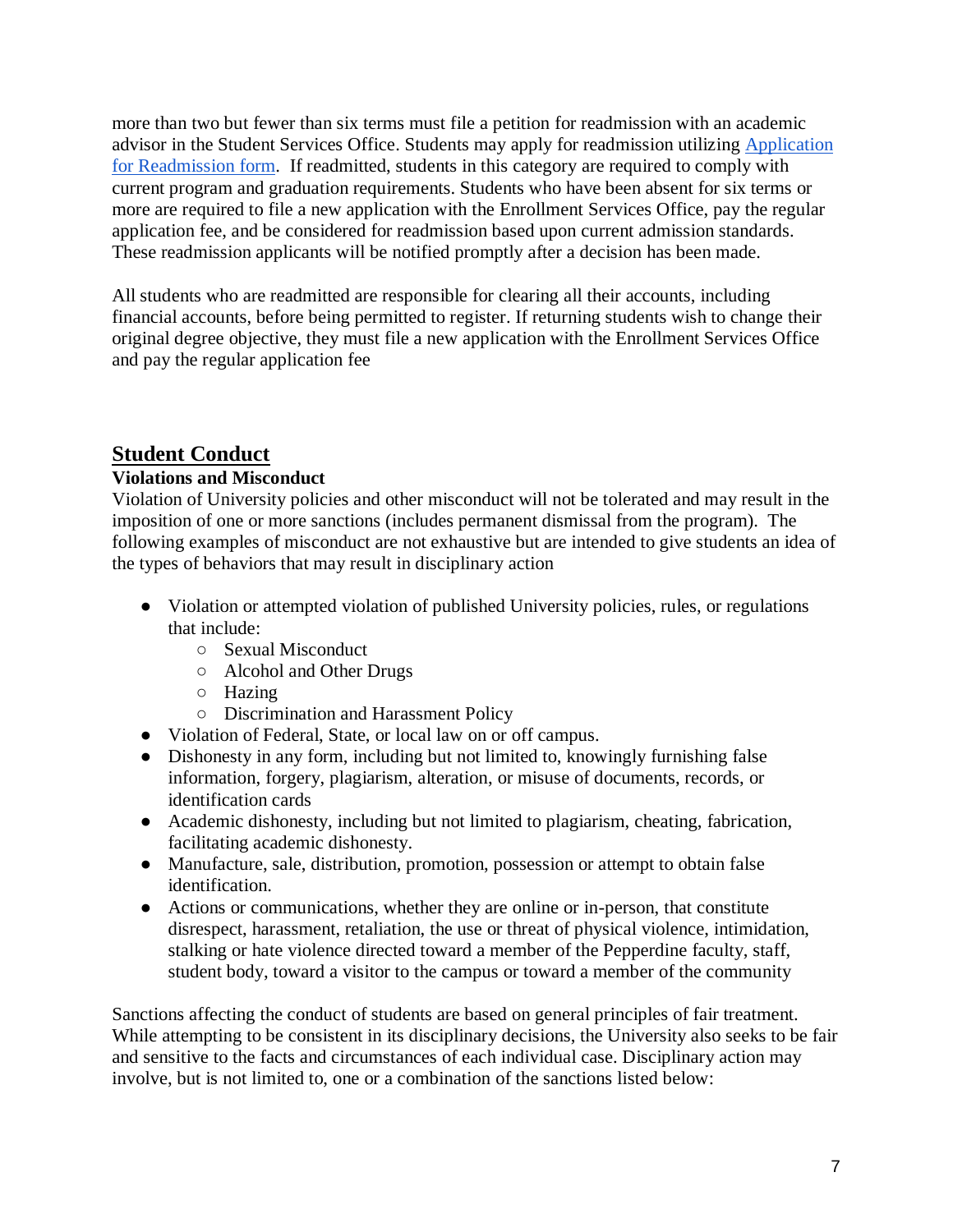more than two but fewer than six terms must file a petition for readmission with an academic advisor in the Student Services Office. Students may apply for readmission utilizing [Application for Readmission form](). If readmitted, students in this category are required to comply with current program and graduation requirements. Students who have been absent for six terms or more are required to file a new application with the Enrollment Services Office, pay the regular application fee, and be considered for readmission based upon current admission standards. These readmission applicants will be notified promptly after a decision has been made.

All students who are readmitted are responsible for clearing all their accounts, including financial accounts, before being permitted to register. If returning students wish to change their original degree objective, they must file a new application with the Enrollment Services Office and pay the regular application fee

## Student Conduct

### Violations and Misconduct

Violation of University policies and other misconduct will not be tolerated and may result in the imposition of one or more sanctions (includes permanent dismissal from the program). The following examples of misconduct are not exhaustive but are intended to give students an idea of the types of behaviors that may result in disciplinary action

- Violation or attempted violation of published University policies, rules, or regulations that include:
  - Sexual Misconduct
  - Alcohol and Other Drugs
  - Hazing
  - Discrimination and Harassment Policy
- Violation of Federal, State, or local law on or off campus.
- Dishonesty in any form, including but not limited to, knowingly furnishing false information, forgery, plagiarism, alteration, or misuse of documents, records, or identification cards
- Academic dishonesty, including but not limited to plagiarism, cheating, fabrication, facilitating academic dishonesty.
- Manufacture, sale, distribution, promotion, possession or attempt to obtain false identification.
- Actions or communications, whether they are online or in-person, that constitute disrespect, harassment, retaliation, the use or threat of physical violence, intimidation, stalking or hate violence directed toward a member of the Pepperdine faculty, staff, student body, toward a visitor to the campus or toward a member of the community

Sanctions affecting the conduct of students are based on general principles of fair treatment. While attempting to be consistent in its disciplinary decisions, the University also seeks to be fair and sensitive to the facts and circumstances of each individual case. Disciplinary action may involve, but is not limited to, one or a combination of the sanctions listed below: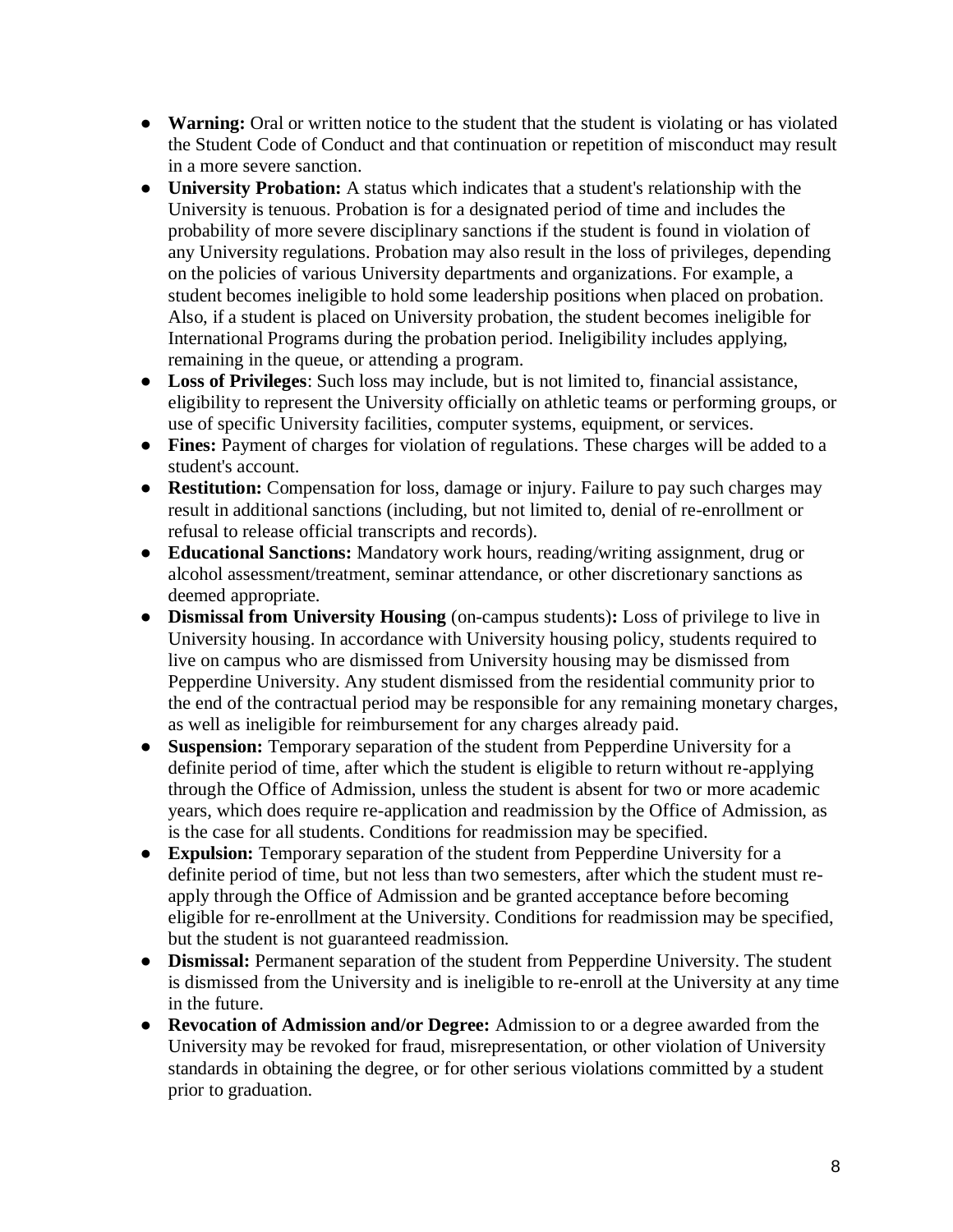- **Warning:** Oral or written notice to the student that the student is violating or has violated the Student Code of Conduct and that continuation or repetition of misconduct may result in a more severe sanction.
- **University Probation:** A status which indicates that a student's relationship with the University is tenuous. Probation is for a designated period of time and includes the probability of more severe disciplinary sanctions if the student is found in violation of any University regulations. Probation may also result in the loss of privileges, depending on the policies of various University departments and organizations. For example, a student becomes ineligible to hold some leadership positions when placed on probation. Also, if a student is placed on University probation, the student becomes ineligible for International Programs during the probation period. Ineligibility includes applying, remaining in the queue, or attending a program.
- **Loss of Privileges**: Such loss may include, but is not limited to, financial assistance, eligibility to represent the University officially on athletic teams or performing groups, or use of specific University facilities, computer systems, equipment, or services.
- **Fines:** Payment of charges for violation of regulations. These charges will be added to a student's account.
- **Restitution:** Compensation for loss, damage or injury. Failure to pay such charges may result in additional sanctions (including, but not limited to, denial of re-enrollment or refusal to release official transcripts and records).
- **Educational Sanctions:** Mandatory work hours, reading/writing assignment, drug or alcohol assessment/treatment, seminar attendance, or other discretionary sanctions as deemed appropriate.
- **Dismissal from University Housing** (on-campus students)**:** Loss of privilege to live in University housing. In accordance with University housing policy, students required to live on campus who are dismissed from University housing may be dismissed from Pepperdine University. Any student dismissed from the residential community prior to the end of the contractual period may be responsible for any remaining monetary charges, as well as ineligible for reimbursement for any charges already paid.
- **Suspension:** Temporary separation of the student from Pepperdine University for a definite period of time, after which the student is eligible to return without re-applying through the Office of Admission, unless the student is absent for two or more academic years, which does require re-application and readmission by the Office of Admission, as is the case for all students. Conditions for readmission may be specified.
- **Expulsion:** Temporary separation of the student from Pepperdine University for a definite period of time, but not less than two semesters, after which the student must re-apply through the Office of Admission and be granted acceptance before becoming eligible for re-enrollment at the University. Conditions for readmission may be specified, but the student is not guaranteed readmission.
- **Dismissal:** Permanent separation of the student from Pepperdine University. The student is dismissed from the University and is ineligible to re-enroll at the University at any time in the future.
- **Revocation of Admission and/or Degree:** Admission to or a degree awarded from the University may be revoked for fraud, misrepresentation, or other violation of University standards in obtaining the degree, or for other serious violations committed by a student prior to graduation.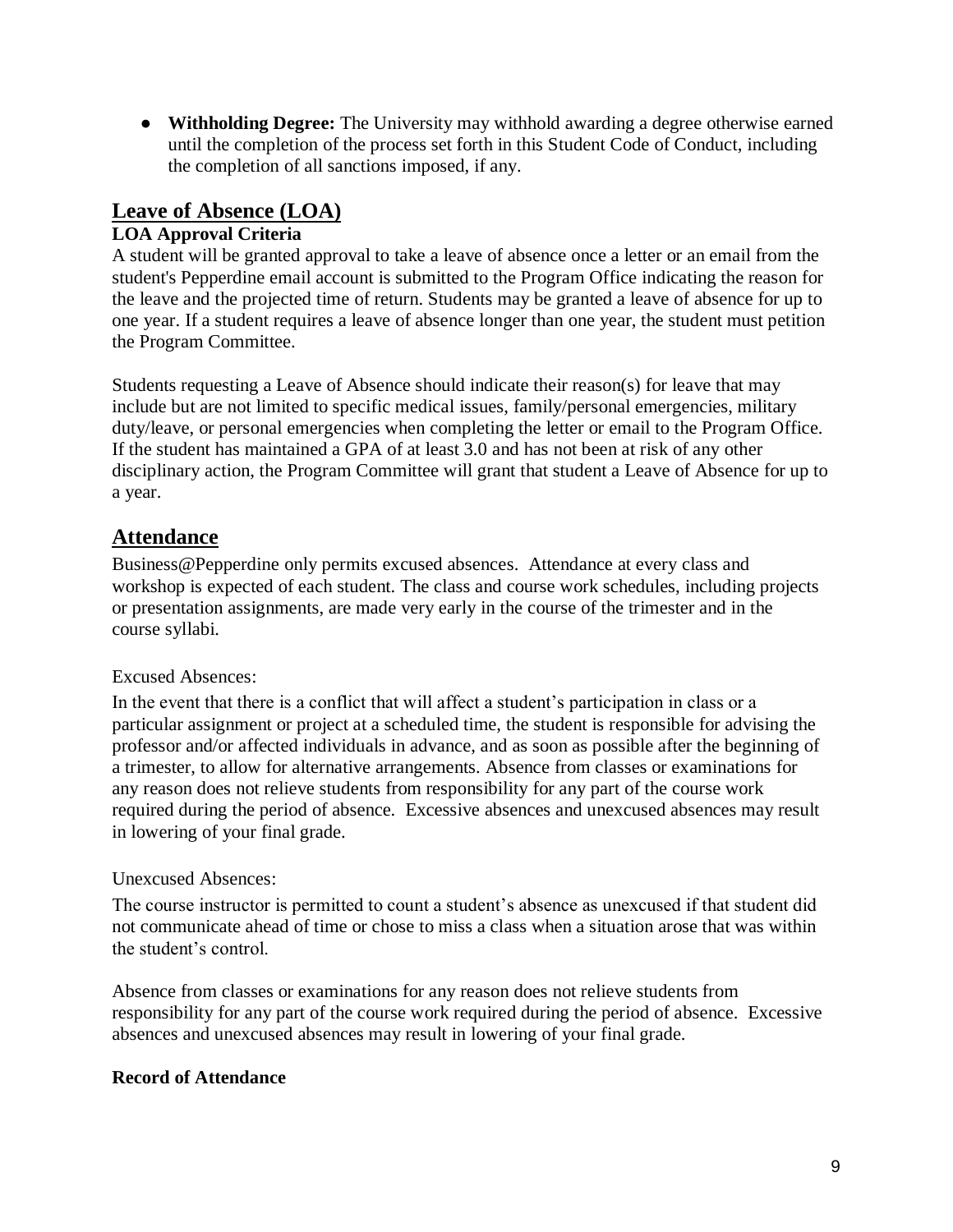- **Withholding Degree:** The University may withhold awarding a degree otherwise earned until the completion of the process set forth in this Student Code of Conduct, including the completion of all sanctions imposed, if any.

## Leave of Absence (LOA)

### LOA Approval Criteria

A student will be granted approval to take a leave of absence once a letter or an email from the student's Pepperdine email account is submitted to the Program Office indicating the reason for the leave and the projected time of return. Students may be granted a leave of absence for up to one year. If a student requires a leave of absence longer than one year, the student must petition the Program Committee.

Students requesting a Leave of Absence should indicate their reason(s) for leave that may include but are not limited to specific medical issues, family/personal emergencies, military duty/leave, or personal emergencies when completing the letter or email to the Program Office. If the student has maintained a GPA of at least 3.0 and has not been at risk of any other disciplinary action, the Program Committee will grant that student a Leave of Absence for up to a year.

## Attendance

Business@Pepperdine only permits excused absences. Attendance at every class and workshop is expected of each student. The class and course work schedules, including projects or presentation assignments, are made very early in the course of the trimester and in the course syllabi.

Excused Absences:

In the event that there is a conflict that will affect a student's participation in class or a particular assignment or project at a scheduled time, the student is responsible for advising the professor and/or affected individuals in advance, and as soon as possible after the beginning of a trimester, to allow for alternative arrangements. Absence from classes or examinations for any reason does not relieve students from responsibility for any part of the course work required during the period of absence. Excessive absences and unexcused absences may result in lowering of your final grade.

Unexcused Absences:

The course instructor is permitted to count a student's absence as unexcused if that student did not communicate ahead of time or chose to miss a class when a situation arose that was within the student's control.

Absence from classes or examinations for any reason does not relieve students from responsibility for any part of the course work required during the period of absence. Excessive absences and unexcused absences may result in lowering of your final grade.

### Record of Attendance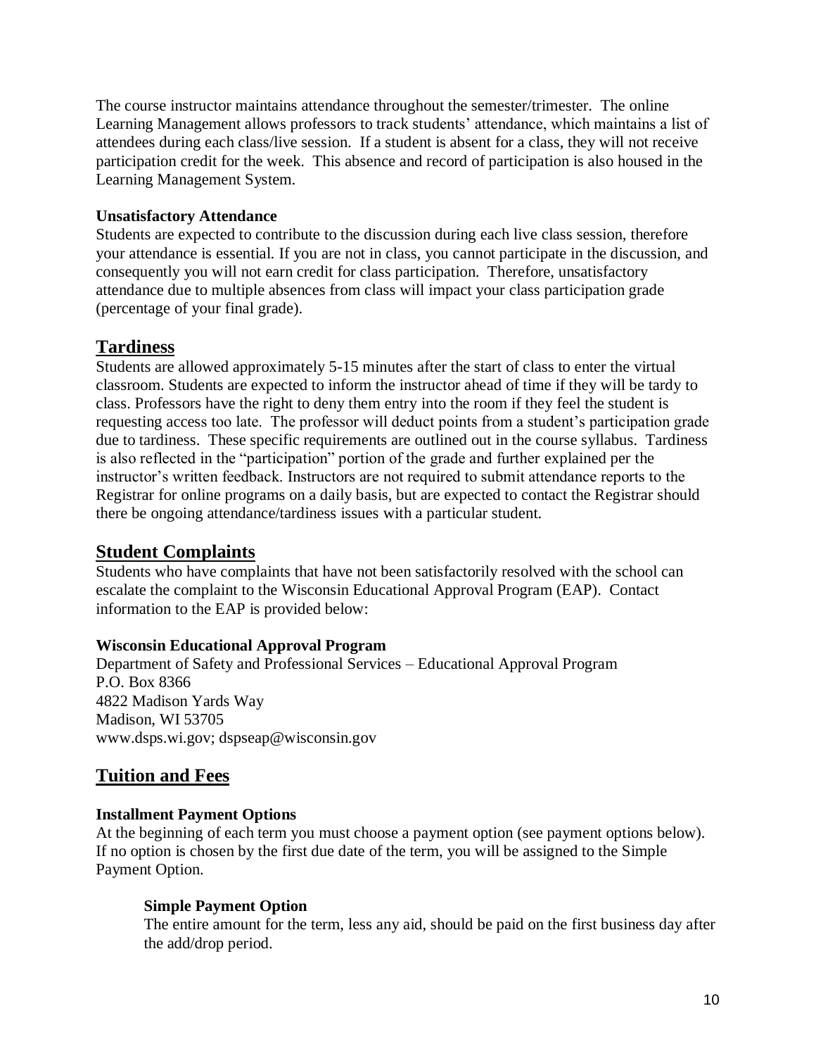The course instructor maintains attendance throughout the semester/trimester. The online Learning Management allows professors to track students' attendance, which maintains a list of attendees during each class/live session. If a student is absent for a class, they will not receive participation credit for the week. This absence and record of participation is also housed in the Learning Management System.

**Unsatisfactory Attendance**

Students are expected to contribute to the discussion during each live class session, therefore your attendance is essential. If you are not in class, you cannot participate in the discussion, and consequently you will not earn credit for class participation. Therefore, unsatisfactory attendance due to multiple absences from class will impact your class participation grade (percentage of your final grade).

## Tardiness

Students are allowed approximately 5-15 minutes after the start of class to enter the virtual classroom. Students are expected to inform the instructor ahead of time if they will be tardy to class. Professors have the right to deny them entry into the room if they feel the student is requesting access too late. The professor will deduct points from a student's participation grade due to tardiness. These specific requirements are outlined out in the course syllabus. Tardiness is also reflected in the "participation" portion of the grade and further explained per the instructor's written feedback. Instructors are not required to submit attendance reports to the Registrar for online programs on a daily basis, but are expected to contact the Registrar should there be ongoing attendance/tardiness issues with a particular student.

## Student Complaints

Students who have complaints that have not been satisfactorily resolved with the school can escalate the complaint to the Wisconsin Educational Approval Program (EAP). Contact information to the EAP is provided below:

**Wisconsin Educational Approval Program**

Department of Safety and Professional Services – Educational Approval Program
P.O. Box 8366
4822 Madison Yards Way
Madison, WI 53705
www.dsps.wi.gov; dspseap@wisconsin.gov

## Tuition and Fees

**Installment Payment Options**

At the beginning of each term you must choose a payment option (see payment options below). If no option is chosen by the first due date of the term, you will be assigned to the Simple Payment Option.

**Simple Payment Option**

The entire amount for the term, less any aid, should be paid on the first business day after the add/drop period.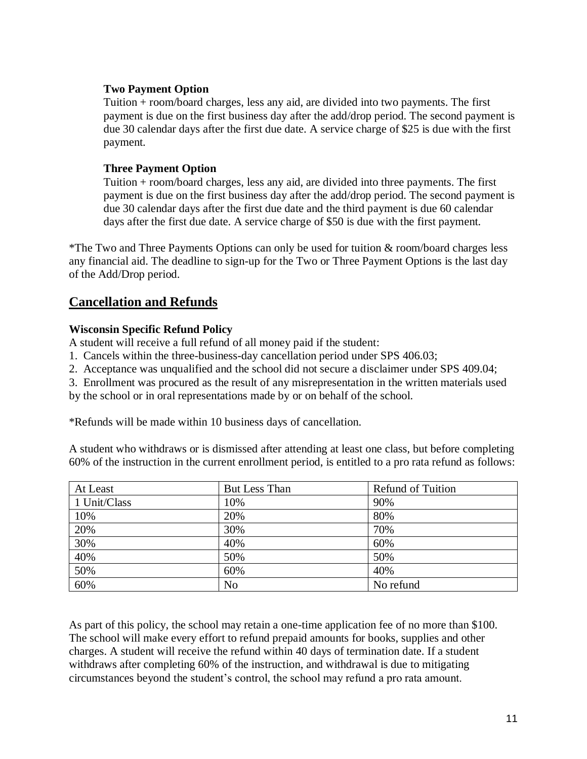**Two Payment Option**

Tuition + room/board charges, less any aid, are divided into two payments. The first payment is due on the first business day after the add/drop period. The second payment is due 30 calendar days after the first due date. A service charge of $25 is due with the first payment.

**Three Payment Option**

Tuition + room/board charges, less any aid, are divided into three payments. The first payment is due on the first business day after the add/drop period. The second payment is due 30 calendar days after the first due date and the third payment is due 60 calendar days after the first due date. A service charge of $50 is due with the first payment.

*The Two and Three Payments Options can only be used for tuition & room/board charges less any financial aid. The deadline to sign-up for the Two or Three Payment Options is the last day of the Add/Drop period.

## Cancellation and Refunds

**Wisconsin Specific Refund Policy**

A student will receive a full refund of all money paid if the student:

1. Cancels within the three-business-day cancellation period under SPS 406.03;
2. Acceptance was unqualified and the school did not secure a disclaimer under SPS 409.04;
3. Enrollment was procured as the result of any misrepresentation in the written materials used by the school or in oral representations made by or on behalf of the school.

*Refunds will be made within 10 business days of cancellation.

A student who withdraws or is dismissed after attending at least one class, but before completing 60% of the instruction in the current enrollment period, is entitled to a pro rata refund as follows:

| At Least | But Less Than | Refund of Tuition |
|---|---|---|
| 1 Unit/Class | 10% | 90% |
| 10% | 20% | 80% |
| 20% | 30% | 70% |
| 30% | 40% | 60% |
| 40% | 50% | 50% |
| 50% | 60% | 40% |
| 60% | No | No refund |

As part of this policy, the school may retain a one-time application fee of no more than $100. The school will make every effort to refund prepaid amounts for books, supplies and other charges. A student will receive the refund within 40 days of termination date. If a student withdraws after completing 60% of the instruction, and withdrawal is due to mitigating circumstances beyond the student's control, the school may refund a pro rata amount.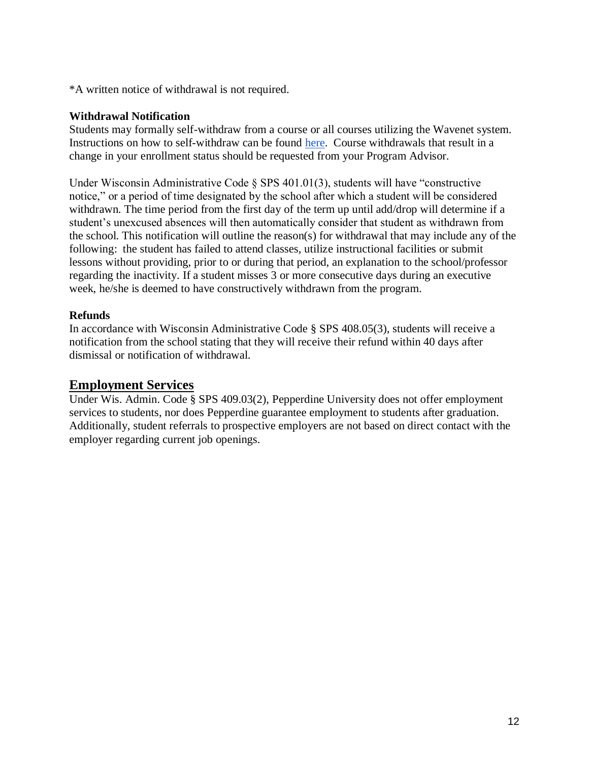*A written notice of withdrawal is not required.

**Withdrawal Notification**
Students may formally self-withdraw from a course or all courses utilizing the Wavenet system. Instructions on how to self-withdraw can be found here. Course withdrawals that result in a change in your enrollment status should be requested from your Program Advisor.

Under Wisconsin Administrative Code § SPS 401.01(3), students will have "constructive notice," or a period of time designated by the school after which a student will be considered withdrawn. The time period from the first day of the term up until add/drop will determine if a student's unexcused absences will then automatically consider that student as withdrawn from the school. This notification will outline the reason(s) for withdrawal that may include any of the following: the student has failed to attend classes, utilize instructional facilities or submit lessons without providing, prior to or during that period, an explanation to the school/professor regarding the inactivity. If a student misses 3 or more consecutive days during an executive week, he/she is deemed to have constructively withdrawn from the program.

**Refunds**
In accordance with Wisconsin Administrative Code § SPS 408.05(3), students will receive a notification from the school stating that they will receive their refund within 40 days after dismissal or notification of withdrawal.

## Employment Services

Under Wis. Admin. Code § SPS 409.03(2), Pepperdine University does not offer employment services to students, nor does Pepperdine guarantee employment to students after graduation. Additionally, student referrals to prospective employers are not based on direct contact with the employer regarding current job openings.